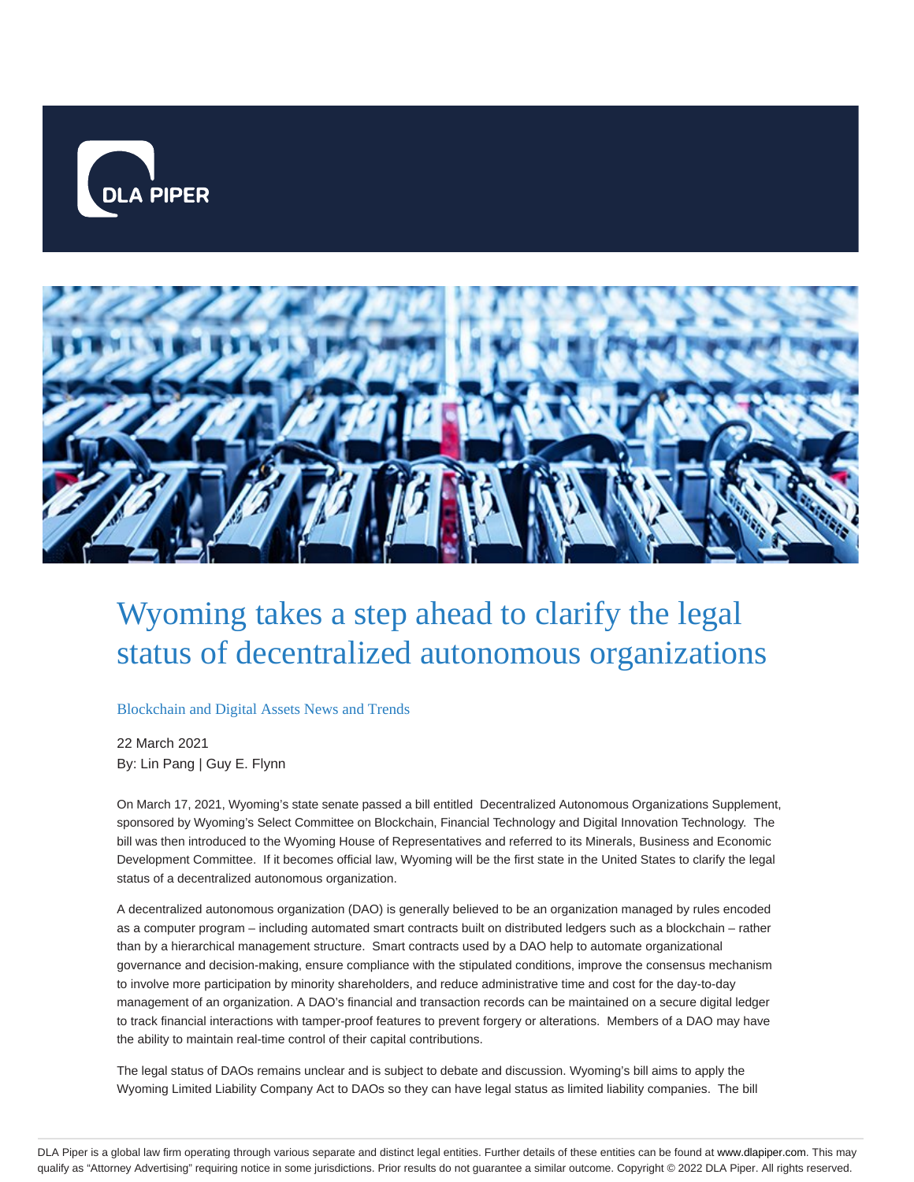# Wyoming takes a step ahead to clarify the legal status of decentralized autonomous organizations

Blockchain and Digital Assets News and Trends

22 March 2021

By: Lin Pang | Guy E. Flynn

On March 17, 2021, Wyoming's state senate passed a bill entitled Decentralized Autonomous Organizations Supplement, sponsored by Wyoming's Select Committee on Blockchain, Financial Technology and Digital Innovation Technology. The bill was then introduced to the Wyoming House of Representatives and referred to its Minerals, Business and Economic Development Committee. If it becomes official law, Wyoming will be the first state in the United States to clarify the legal status of a decentralized autonomous organization.

A decentralized autonomous organization (DAO) is generally believed to be an organization managed by rules encoded as a computer program – including automated smart contracts built on distributed ledgers such as a blockchain – rather than by a hierarchical management structure. Smart contracts used by a DAO help to automate organizational governance and decision-making, ensure compliance with the stipulated conditions, improve the consensus mechanism to involve more participation by minority shareholders, and reduce administrative time and cost for the day-to-day management of an organization. A DAO's financial and transaction records can be maintained on a secure digital ledger to track financial interactions with tamper-proof features to prevent forgery or alterations. Members of a DAO may have the ability to maintain real-time control of their capital contributions.

The legal status of DAOs remains unclear and is subject to debate and discussion. Wyoming's bill aims to apply the Wyoming Limited Liability Company Act to DAOs so they can have legal status as limited liability companies. The bill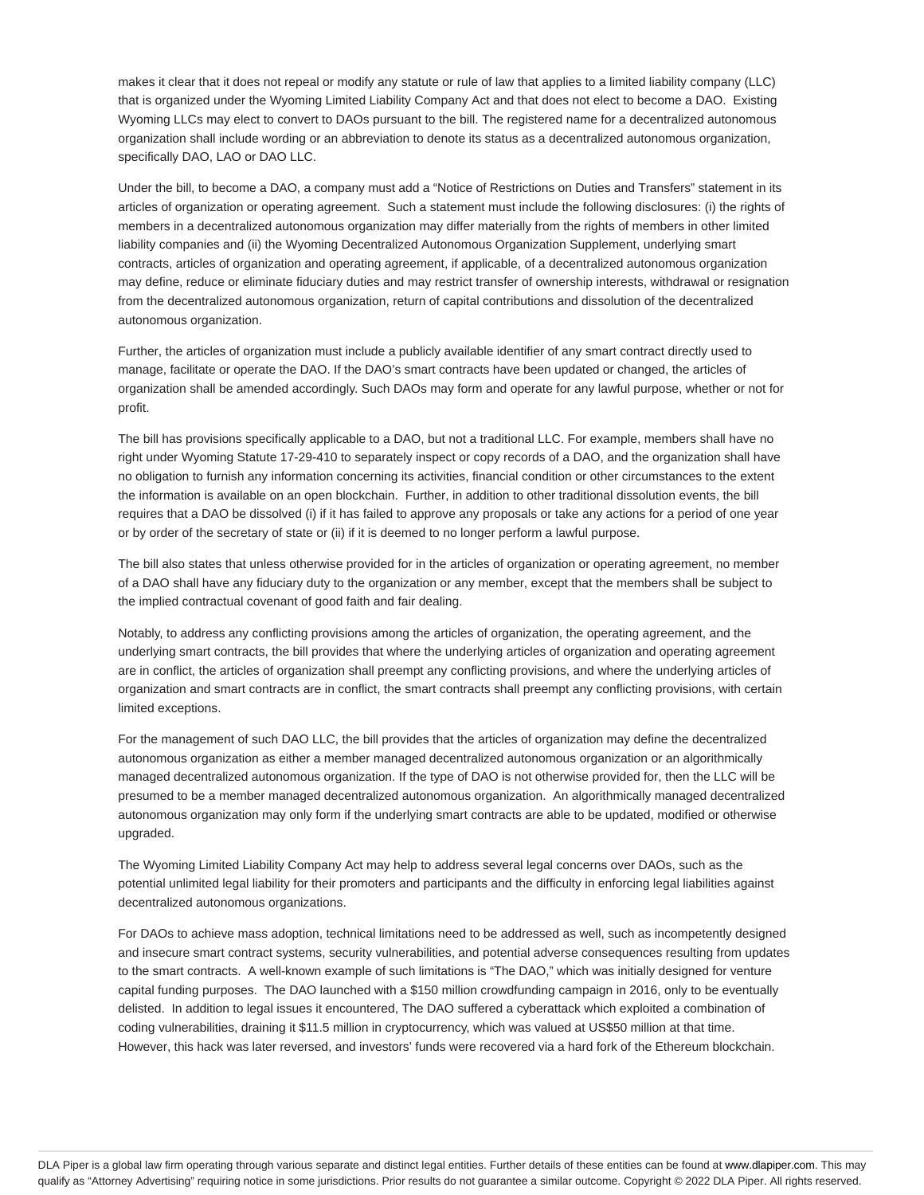makes it clear that it does not repeal or modify any statute or rule of law that applies to a limited liability company (LLC) that is organized under the Wyoming Limited Liability Company Act and that does not elect to become a DAO.  Existing Wyoming LLCs may elect to convert to DAOs pursuant to the bill. The registered name for a decentralized autonomous organization shall include wording or an abbreviation to denote its status as a decentralized autonomous organization, specifically DAO, LAO or DAO LLC.

Under the bill, to become a DAO, a company must add a "Notice of Restrictions on Duties and Transfers" statement in its articles of organization or operating agreement.  Such a statement must include the following disclosures: (i) the rights of members in a decentralized autonomous organization may differ materially from the rights of members in other limited liability companies and (ii) the Wyoming Decentralized Autonomous Organization Supplement, underlying smart contracts, articles of organization and operating agreement, if applicable, of a decentralized autonomous organization may define, reduce or eliminate fiduciary duties and may restrict transfer of ownership interests, withdrawal or resignation from the decentralized autonomous organization, return of capital contributions and dissolution of the decentralized autonomous organization.

Further, the articles of organization must include a publicly available identifier of any smart contract directly used to manage, facilitate or operate the DAO. If the DAO's smart contracts have been updated or changed, the articles of organization shall be amended accordingly. Such DAOs may form and operate for any lawful purpose, whether or not for profit.

The bill has provisions specifically applicable to a DAO, but not a traditional LLC. For example, members shall have no right under Wyoming Statute 17-29-410 to separately inspect or copy records of a DAO, and the organization shall have no obligation to furnish any information concerning its activities, financial condition or other circumstances to the extent the information is available on an open blockchain.  Further, in addition to other traditional dissolution events, the bill requires that a DAO be dissolved (i) if it has failed to approve any proposals or take any actions for a period of one year or by order of the secretary of state or (ii) if it is deemed to no longer perform a lawful purpose.

The bill also states that unless otherwise provided for in the articles of organization or operating agreement, no member of a DAO shall have any fiduciary duty to the organization or any member, except that the members shall be subject to the implied contractual covenant of good faith and fair dealing.

Notably, to address any conflicting provisions among the articles of organization, the operating agreement, and the underlying smart contracts, the bill provides that where the underlying articles of organization and operating agreement are in conflict, the articles of organization shall preempt any conflicting provisions, and where the underlying articles of organization and smart contracts are in conflict, the smart contracts shall preempt any conflicting provisions, with certain limited exceptions.

For the management of such DAO LLC, the bill provides that the articles of organization may define the decentralized autonomous organization as either a member managed decentralized autonomous organization or an algorithmically managed decentralized autonomous organization. If the type of DAO is not otherwise provided for, then the LLC will be presumed to be a member managed decentralized autonomous organization.  An algorithmically managed decentralized autonomous organization may only form if the underlying smart contracts are able to be updated, modified or otherwise upgraded.

The Wyoming Limited Liability Company Act may help to address several legal concerns over DAOs, such as the potential unlimited legal liability for their promoters and participants and the difficulty in enforcing legal liabilities against decentralized autonomous organizations.

For DAOs to achieve mass adoption, technical limitations need to be addressed as well, such as incompetently designed and insecure smart contract systems, security vulnerabilities, and potential adverse consequences resulting from updates to the smart contracts.  A well-known example of such limitations is "The DAO," which was initially designed for venture capital funding purposes.  The DAO launched with a $150 million crowdfunding campaign in 2016, only to be eventually delisted.  In addition to legal issues it encountered, The DAO suffered a cyberattack which exploited a combination of coding vulnerabilities, draining it $11.5 million in cryptocurrency, which was valued at US$50 million at that time. However, this hack was later reversed, and investors' funds were recovered via a hard fork of the Ethereum blockchain.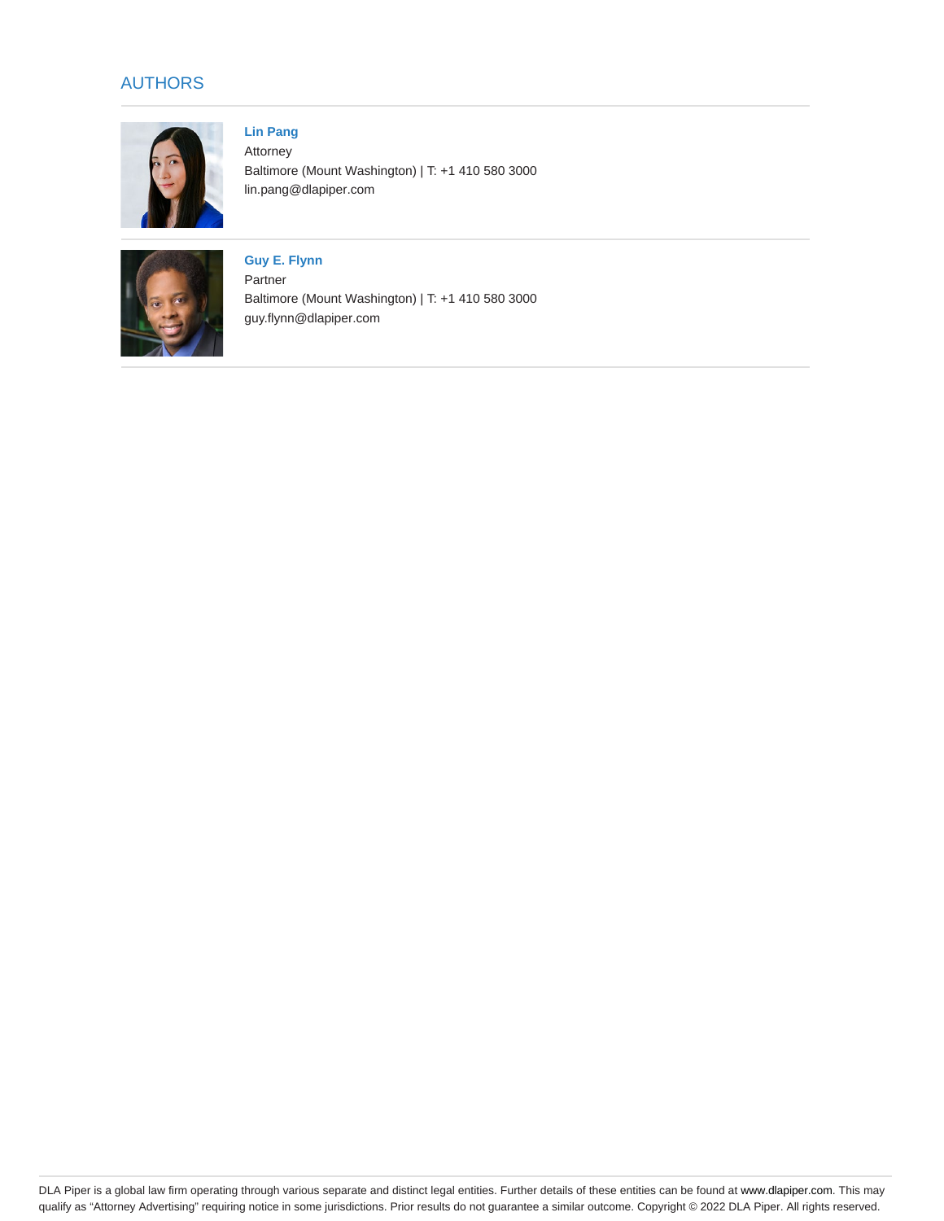## AUTHORS

**Lin Pang**
Attorney
Baltimore (Mount Washington) | T: +1 410 580 3000
lin.pang@dlapiper.com

**Guy E. Flynn**
Partner
Baltimore (Mount Washington) | T: +1 410 580 3000
guy.flynn@dlapiper.com

DLA Piper is a global law firm operating through various separate and distinct legal entities. Further details of these entities can be found at www.dlapiper.com. This may qualify as "Attorney Advertising" requiring notice in some jurisdictions. Prior results do not guarantee a similar outcome. Copyright © 2022 DLA Piper. All rights reserved.